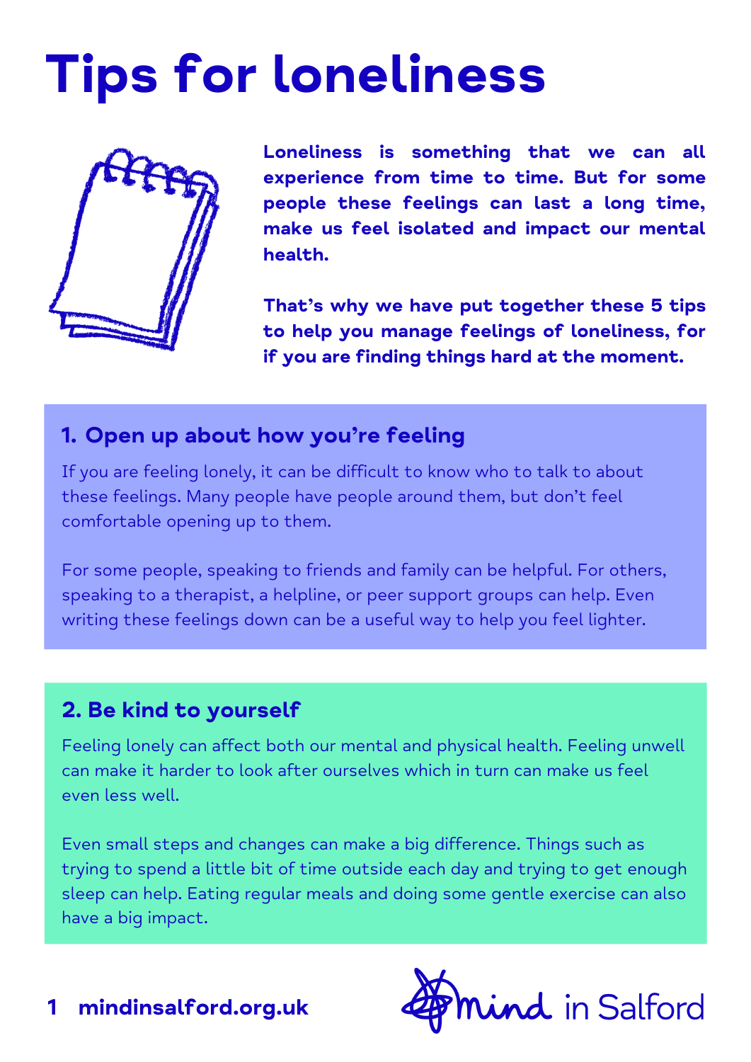# Tips for loneliness

**Loneliness is something that we can all experience from time to time. But for some people these feelings can last a long time, make us feel isolated and impact our mental health.**

**That's why we have put together these 5 tips to help you manage feelings of loneliness, for if you are finding things hard at the moment.**

## 1. Open up about how you're feeling

If you are feeling lonely, it can be difficult to know who to talk to about these feelings. Many people have people around them, but don't feel comfortable opening up to them.

For some people, speaking to friends and family can be helpful. For others, speaking to a therapist, a helpline, or peer support groups can help. Even writing these feelings down can be a useful way to help you feel lighter.

## 2. Be kind to yourself

Feeling lonely can affect both our mental and physical health. Feeling unwell can make it harder to look after ourselves which in turn can make us feel even less well.

Even small steps and changes can make a big difference. Things such as trying to spend a little bit of time outside each day and trying to get enough sleep can help. Eating regular meals and doing some gentle exercise can also have a big impact.

**mindinsalford.org.uk**

Mind in Salford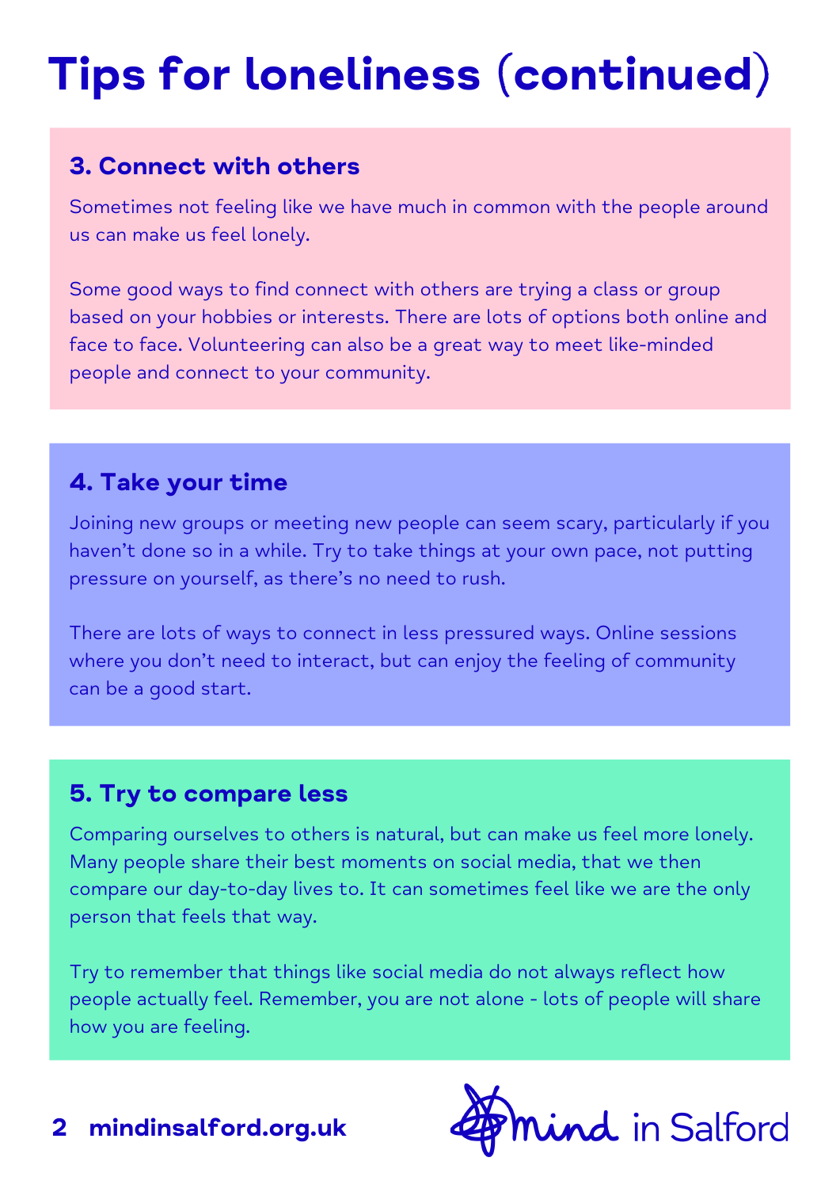# Tips for loneliness (continued)

## 3. Connect with others

Sometimes not feeling like we have much in common with the people around us can make us feel lonely.

Some good ways to find connect with others are trying a class or group based on your hobbies or interests. There are lots of options both online and face to face. Volunteering can also be a great way to meet like-minded people and connect to your community.

## 4. Take your time

Joining new groups or meeting new people can seem scary, particularly if you haven't done so in a while. Try to take things at your own pace, not putting pressure on yourself, as there's no need to rush.

There are lots of ways to connect in less pressured ways. Online sessions where you don't need to interact, but can enjoy the feeling of community can be a good start.

## 5. Try to compare less

Comparing ourselves to others is natural, but can make us feel more lonely. Many people share their best moments on social media, that we then compare our day-to-day lives to. It can sometimes feel like we are the only person that feels that way.

Try to remember that things like social media do not always reflect how people actually feel. Remember, you are not alone - lots of people will share how you are feeling.

**mindinsalford.org.uk**

Mind in Salford